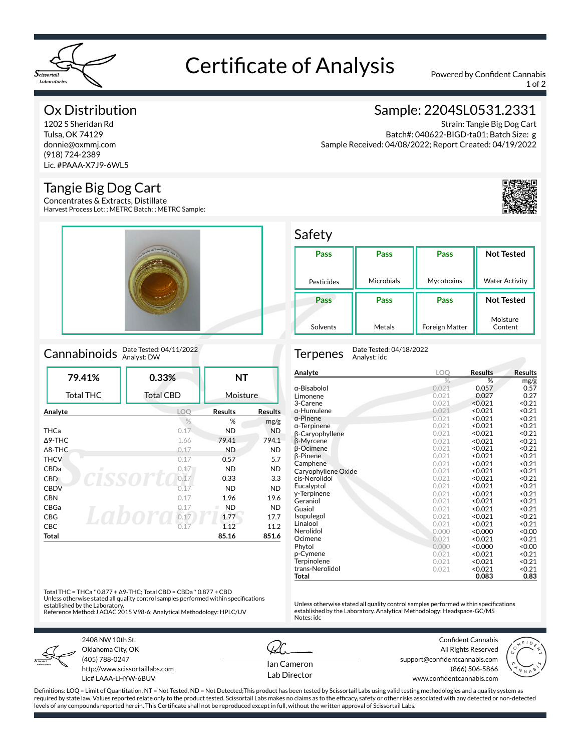# Certificate of Analysis

Powered by Confident Cannabis

## Ox Distribution

1202 S Sheridan Rd
Tulsa, OK 74129
donnie@oxmmj.com
(918) 724-2389
Lic. #PAAA-X7J9-6WL5

## Sample: 2204SL0531.2331

Strain: Tangie Big Dog Cart
Batch#: 040622-BIGD-ta01; Batch Size: g
Sample Received: 04/08/2022; Report Created: 04/19/2022

## Tangie Big Dog Cart

Concentrates & Extracts, Distillate
Harvest Process Lot: ; METRC Batch: ; METRC Sample:

## Safety

| Pesticides | Microbials | Mycotoxins | Water Activity |
|---|---|---|---|
| Pass | Pass | Pass | Not Tested |

| Solvents | Metals | Foreign Matter | Moisture Content |
|---|---|---|---|
| Pass | Pass | Pass | Not Tested |

## Cannabinoids

Date Tested: 04/11/2022
Analyst: DW

| Total THC | Total CBD | Moisture |
|---|---|---|
| 79.41% | 0.33% | NT |

| Analyte | LOQ | Results | Results |
|---|---|---|---|
| | % | % | mg/g |
| THCa | 0.17 | ND | ND |
| Δ9-THC | 1.66 | 79.41 | 794.1 |
| Δ8-THC | 0.17 | ND | ND |
| THCV | 0.17 | 0.57 | 5.7 |
| CBDa | 0.17 | ND | ND |
| CBD | 0.17 | 0.33 | 3.3 |
| CBDV | 0.17 | ND | ND |
| CBN | 0.17 | 1.96 | 19.6 |
| CBGa | 0.17 | ND | ND |
| CBG | 0.17 | 1.77 | 17.7 |
| CBC | 0.17 | 1.12 | 11.2 |
| **Total** | | **85.16** | **851.6** |

Total THC = THCa * 0.877 + Δ9-THC; Total CBD = CBDa * 0.877 + CBD
Unless otherwise stated all quality control samples performed within specifications established by the Laboratory.
Reference Method:J AOAC 2015 V98-6; Analytical Methodology: HPLC/UV

## Terpenes

Date Tested: 04/18/2022
Analyst: idc

| Analyte | LOQ | Results | Results |
|---|---|---|---|
| | % | % | mg/g |
| α-Bisabolol | 0.021 | 0.057 | 0.57 |
| Limonene | 0.021 | 0.027 | 0.27 |
| 3-Carene | 0.021 | <0.021 | <0.21 |
| α-Humulene | 0.021 | <0.021 | <0.21 |
| α-Pinene | 0.021 | <0.021 | <0.21 |
| α-Terpinene | 0.021 | <0.021 | <0.21 |
| β-Caryophyllene | 0.021 | <0.021 | <0.21 |
| β-Myrcene | 0.021 | <0.021 | <0.21 |
| β-Ocimene | 0.021 | <0.021 | <0.21 |
| β-Pinene | 0.021 | <0.021 | <0.21 |
| Camphene | 0.021 | <0.021 | <0.21 |
| Caryophyllene Oxide | 0.021 | <0.021 | <0.21 |
| cis-Nerolidol | 0.021 | <0.021 | <0.21 |
| Eucalyptol | 0.021 | <0.021 | <0.21 |
| γ-Terpinene | 0.021 | <0.021 | <0.21 |
| Geraniol | 0.021 | <0.021 | <0.21 |
| Guaiol | 0.021 | <0.021 | <0.21 |
| Isopulegol | 0.021 | <0.021 | <0.21 |
| Linalool | 0.021 | <0.021 | <0.21 |
| Nerolidol | 0.000 | <0.000 | <0.00 |
| Ocimene | 0.021 | <0.021 | <0.21 |
| Phytol | 0.000 | <0.000 | <0.00 |
| p-Cymene | 0.021 | <0.021 | <0.21 |
| Terpinolene | 0.021 | <0.021 | <0.21 |
| trans-Nerolidol | 0.021 | <0.021 | <0.21 |
| **Total** | | **0.083** | **0.83** |

Unless otherwise stated all quality control samples performed within specifications established by the Laboratory. Analytical Methodology: Headspace-GC/MS
Notes: idc

---

2408 NW 10th St.
Oklahoma City, OK
(405) 788-0247
http://www.scissortaillabs.com
Lic# LAAA-LHYW-6BUV

Ian Cameron
Lab Director

Confident Cannabis
All Rights Reserved
support@confidentcannabis.com
(866) 506-5866
www.confidentcannabis.com

Definitions: LOQ = Limit of Quantitation, NT = Not Tested, ND = Not Detected;This product has been tested by Scissortail Labs using valid testing methodologies and a quality system as required by state law. Values reported relate only to the product tested. Scissortail Labs makes no claims as to the efficacy, safety or other risks associated with any detected or non-detected levels of any compounds reported herein. This Certificate shall not be reproduced except in full, without the written approval of Scissortail Labs.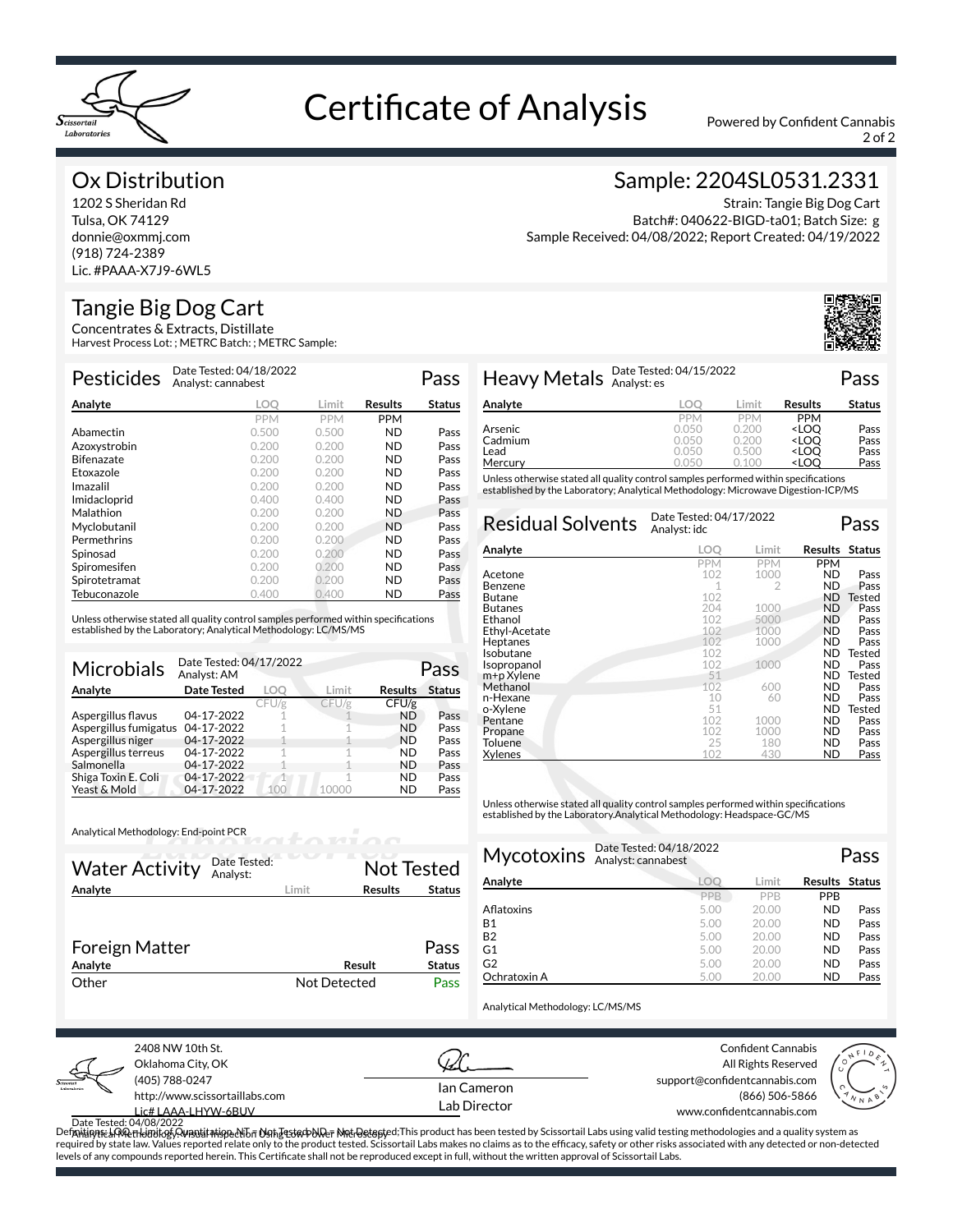# Certificate of Analysis

Powered by Confident Cannabis

## Ox Distribution

1202 S Sheridan Rd
Tulsa, OK 74129
donnie@oxmmj.com
(918) 724-2389
Lic. #PAAA-X7J9-6WL5

## Sample: 2204SL0531.2331

Strain: Tangie Big Dog Cart
Batch#: 040622-BIGD-ta01; Batch Size: g
Sample Received: 04/08/2022; Report Created: 04/19/2022

## Tangie Big Dog Cart

Concentrates & Extracts, Distillate
Harvest Process Lot: ; METRC Batch: ; METRC Sample:

### Pesticides — Pass

Date Tested: 04/18/2022
Analyst: cannabest

| Analyte | LOQ | Limit | Results | Status |
|---|---|---|---|---|
| | PPM | PPM | PPM | |
| Abamectin | 0.500 | 0.500 | ND | Pass |
| Azoxystrobin | 0.200 | 0.200 | ND | Pass |
| Bifenazate | 0.200 | 0.200 | ND | Pass |
| Etoxazole | 0.200 | 0.200 | ND | Pass |
| Imazalil | 0.200 | 0.200 | ND | Pass |
| Imidacloprid | 0.400 | 0.400 | ND | Pass |
| Malathion | 0.200 | 0.200 | ND | Pass |
| Myclobutanil | 0.200 | 0.200 | ND | Pass |
| Permethrins | 0.200 | 0.200 | ND | Pass |
| Spinosad | 0.200 | 0.200 | ND | Pass |
| Spiromesifen | 0.200 | 0.200 | ND | Pass |
| Spirotetramat | 0.200 | 0.200 | ND | Pass |
| Tebuconazole | 0.400 | 0.400 | ND | Pass |

Unless otherwise stated all quality control samples performed within specifications established by the Laboratory; Analytical Methodology: LC/MS/MS

### Microbials — Pass

Date Tested: 04/17/2022
Analyst: AM

| Analyte | Date Tested | LOQ | Limit | Results | Status |
|---|---|---|---|---|---|
| | | CFU/g | CFU/g | CFU/g | |
| Aspergillus flavus | 04-17-2022 | 1 | 1 | ND | Pass |
| Aspergillus fumigatus | 04-17-2022 | 1 | 1 | ND | Pass |
| Aspergillus niger | 04-17-2022 | 1 | 1 | ND | Pass |
| Aspergillus terreus | 04-17-2022 | 1 | 1 | ND | Pass |
| Salmonella | 04-17-2022 | 1 | 1 | ND | Pass |
| Shiga Toxin E. Coli | 04-17-2022 | 1 | 1 | ND | Pass |
| Yeast & Mold | 04-17-2022 | 100 | 10000 | ND | Pass |

Analytical Methodology: End-point PCR

### Water Activity — Not Tested

Date Tested:
Analyst:

| Analyte | Limit | Results | Status |
|---|---|---|---|

### Foreign Matter — Pass

| Analyte | Result | Status |
|---|---|---|
| Other | Not Detected | Pass |

### Heavy Metals — Pass

Date Tested: 04/15/2022
Analyst: es

| Analyte | LOQ | Limit | Results | Status |
|---|---|---|---|---|
| | PPM | PPM | PPM | |
| Arsenic | 0.050 | 0.200 | <LOQ | Pass |
| Cadmium | 0.050 | 0.200 | <LOQ | Pass |
| Lead | 0.050 | 0.500 | <LOQ | Pass |
| Mercury | 0.050 | 0.100 | <LOQ | Pass |

Unless otherwise stated all quality control samples performed within specifications established by the Laboratory; Analytical Methodology: Microwave Digestion-ICP/MS

### Residual Solvents — Pass

Date Tested: 04/17/2022
Analyst: idc

| Analyte | LOQ | Limit | Results | Status |
|---|---|---|---|---|
| | PPM | PPM | PPM | |
| Acetone | 102 | 1000 | ND | Pass |
| Benzene | 1 | 2 | ND | Pass |
| Butane | 102 | | ND | Tested |
| Butanes | 204 | 1000 | ND | Pass |
| Ethanol | 102 | 5000 | ND | Pass |
| Ethyl-Acetate | 102 | 1000 | ND | Pass |
| Heptanes | 102 | 1000 | ND | Pass |
| Isobutane | 102 | | ND | Tested |
| Isopropanol | 102 | 1000 | ND | Pass |
| m+p Xylene | 51 | | ND | Tested |
| Methanol | 102 | 600 | ND | Pass |
| n-Hexane | 10 | 60 | ND | Pass |
| o-Xylene | 51 | | ND | Tested |
| Pentane | 102 | 1000 | ND | Pass |
| Propane | 102 | 1000 | ND | Pass |
| Toluene | 25 | 180 | ND | Pass |
| Xylenes | 102 | 430 | ND | Pass |

Unless otherwise stated all quality control samples performed within specifications established by the Laboratory.Analytical Methodology: Headspace-GC/MS

### Mycotoxins — Pass

Date Tested: 04/18/2022
Analyst: cannabest

| Analyte | LOQ | Limit | Results | Status |
|---|---|---|---|---|
| | PPB | PPB | PPB | |
| Aflatoxins | 5.00 | 20.00 | ND | Pass |
| B1 | 5.00 | 20.00 | ND | Pass |
| B2 | 5.00 | 20.00 | ND | Pass |
| G1 | 5.00 | 20.00 | ND | Pass |
| G2 | 5.00 | 20.00 | ND | Pass |
| Ochratoxin A | 5.00 | 20.00 | ND | Pass |

Analytical Methodology: LC/MS/MS

---

2408 NW 10th St.
Oklahoma City, OK
(405) 788-0247
http://www.scissortaillabs.com
Lic# LAAA-LHYW-6BUV

Ian Cameron
Lab Director

Confident Cannabis
All Rights Reserved
support@confidentcannabis.com
(866) 506-5866
www.confidentcannabis.com

Date Tested: 04/08/2022
Analytical Methodology: Visual Inspection Using Low Power Microscopy

Definitions: LOQ = Limit of Quantitation, NT = Not Tested, ND = Not Detected; This product has been tested by Scissortail Labs using valid testing methodologies and a quality system as required by state law. Values reported relate only to the product tested. Scissortail Labs makes no claims as to the efficacy, safety or other risks associated with any detected or non-detected levels of any compounds reported herein. This Certificate shall not be reproduced except in full, without the written approval of Scissortail Labs.